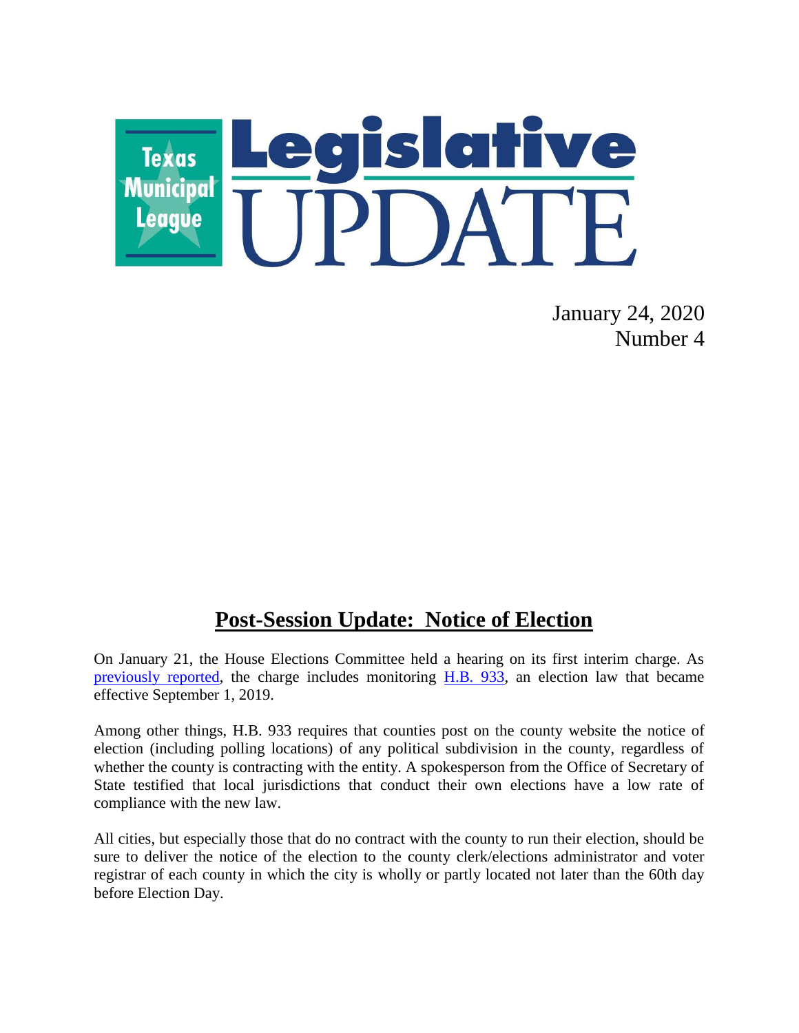Texas Municipal League

# Legislative UPDATE

January 24, 2020
Number 4

## Post-Session Update: Notice of Election

On January 21, the House Elections Committee held a hearing on its first interim charge. As previously reported, the charge includes monitoring H.B. 933, an election law that became effective September 1, 2019.

Among other things, H.B. 933 requires that counties post on the county website the notice of election (including polling locations) of any political subdivision in the county, regardless of whether the county is contracting with the entity. A spokesperson from the Office of Secretary of State testified that local jurisdictions that conduct their own elections have a low rate of compliance with the new law.

All cities, but especially those that do no contract with the county to run their election, should be sure to deliver the notice of the election to the county clerk/elections administrator and voter registrar of each county in which the city is wholly or partly located not later than the 60th day before Election Day.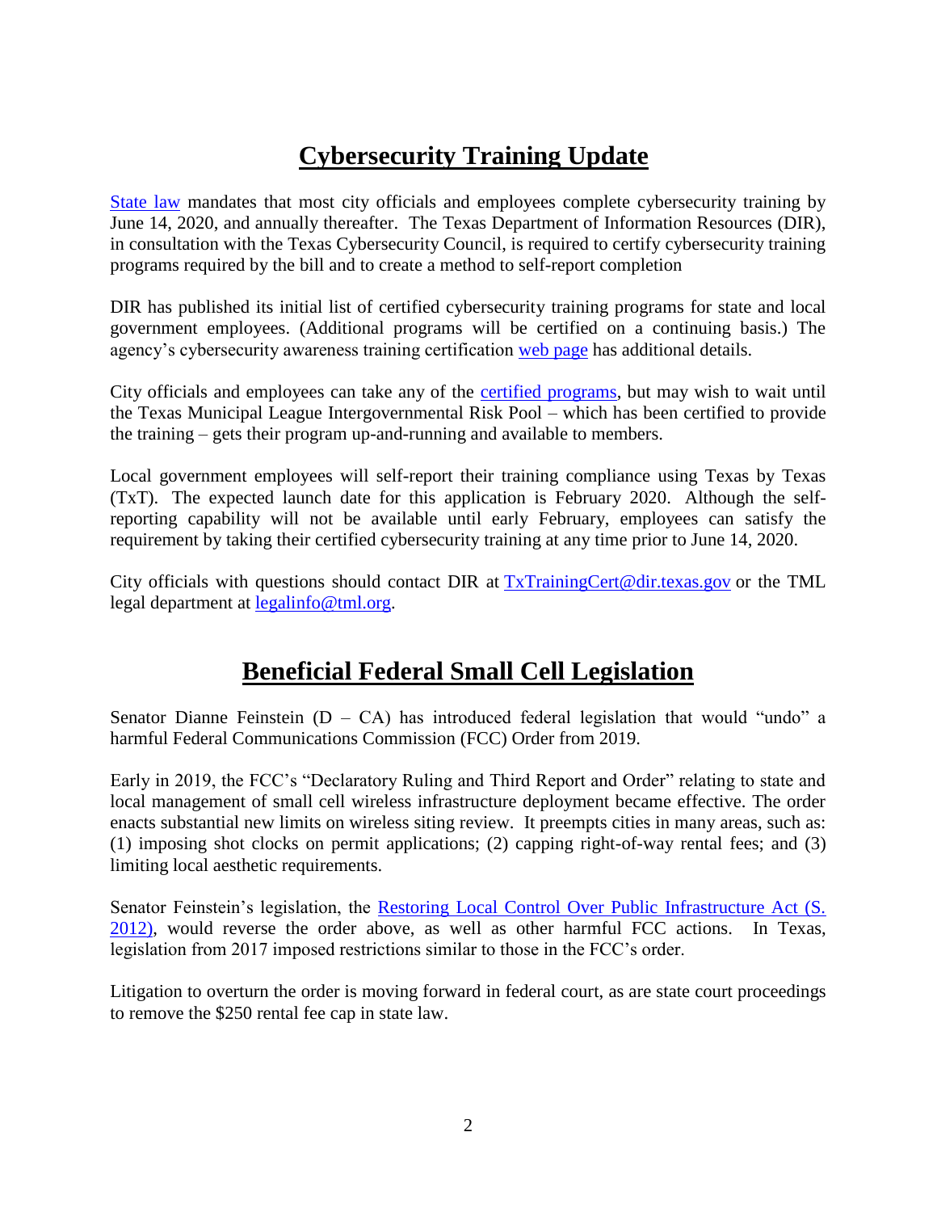# Cybersecurity Training Update

State law mandates that most city officials and employees complete cybersecurity training by June 14, 2020, and annually thereafter. The Texas Department of Information Resources (DIR), in consultation with the Texas Cybersecurity Council, is required to certify cybersecurity training programs required by the bill and to create a method to self-report completion

DIR has published its initial list of certified cybersecurity training programs for state and local government employees. (Additional programs will be certified on a continuing basis.) The agency's cybersecurity awareness training certification web page has additional details.

City officials and employees can take any of the certified programs, but may wish to wait until the Texas Municipal League Intergovernmental Risk Pool – which has been certified to provide the training – gets their program up-and-running and available to members.

Local government employees will self-report their training compliance using Texas by Texas (TxT). The expected launch date for this application is February 2020. Although the self-reporting capability will not be available until early February, employees can satisfy the requirement by taking their certified cybersecurity training at any time prior to June 14, 2020.

City officials with questions should contact DIR at TxTrainingCert@dir.texas.gov or the TML legal department at legalinfo@tml.org.

# Beneficial Federal Small Cell Legislation

Senator Dianne Feinstein (D – CA) has introduced federal legislation that would "undo" a harmful Federal Communications Commission (FCC) Order from 2019.

Early in 2019, the FCC's "Declaratory Ruling and Third Report and Order" relating to state and local management of small cell wireless infrastructure deployment became effective. The order enacts substantial new limits on wireless siting review. It preempts cities in many areas, such as: (1) imposing shot clocks on permit applications; (2) capping right-of-way rental fees; and (3) limiting local aesthetic requirements.

Senator Feinstein's legislation, the Restoring Local Control Over Public Infrastructure Act (S. 2012), would reverse the order above, as well as other harmful FCC actions. In Texas, legislation from 2017 imposed restrictions similar to those in the FCC's order.

Litigation to overturn the order is moving forward in federal court, as are state court proceedings to remove the $250 rental fee cap in state law.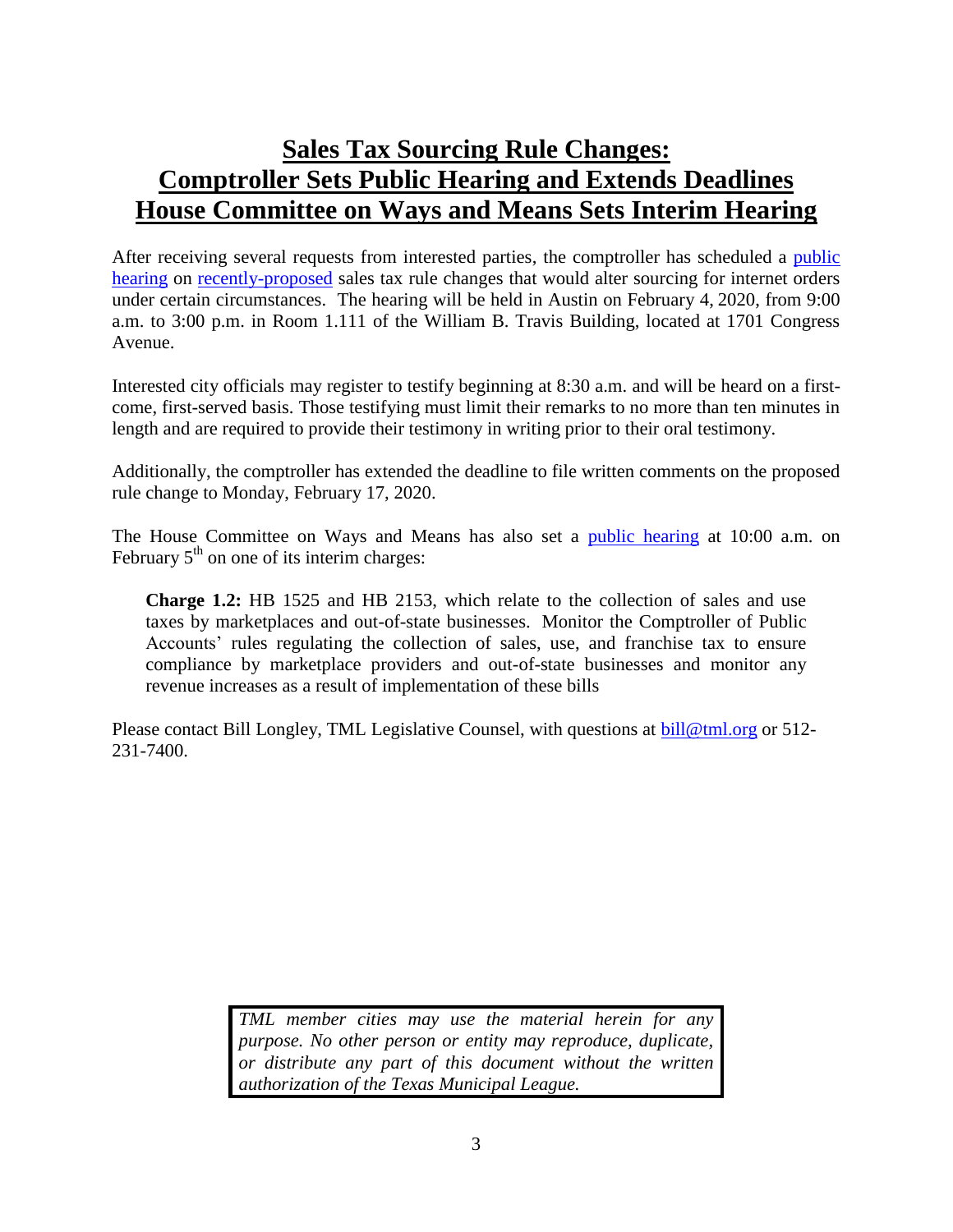# Sales Tax Sourcing Rule Changes: Comptroller Sets Public Hearing and Extends Deadlines House Committee on Ways and Means Sets Interim Hearing

After receiving several requests from interested parties, the comptroller has scheduled a public hearing on recently-proposed sales tax rule changes that would alter sourcing for internet orders under certain circumstances. The hearing will be held in Austin on February 4, 2020, from 9:00 a.m. to 3:00 p.m. in Room 1.111 of the William B. Travis Building, located at 1701 Congress Avenue.

Interested city officials may register to testify beginning at 8:30 a.m. and will be heard on a first-come, first-served basis. Those testifying must limit their remarks to no more than ten minutes in length and are required to provide their testimony in writing prior to their oral testimony.

Additionally, the comptroller has extended the deadline to file written comments on the proposed rule change to Monday, February 17, 2020.

The House Committee on Ways and Means has also set a public hearing at 10:00 a.m. on February 5th on one of its interim charges:

> **Charge 1.2:** HB 1525 and HB 2153, which relate to the collection of sales and use taxes by marketplaces and out-of-state businesses. Monitor the Comptroller of Public Accounts' rules regulating the collection of sales, use, and franchise tax to ensure compliance by marketplace providers and out-of-state businesses and monitor any revenue increases as a result of implementation of these bills

Please contact Bill Longley, TML Legislative Counsel, with questions at bill@tml.org or 512-231-7400.

*TML member cities may use the material herein for any purpose. No other person or entity may reproduce, duplicate, or distribute any part of this document without the written authorization of the Texas Municipal League.*